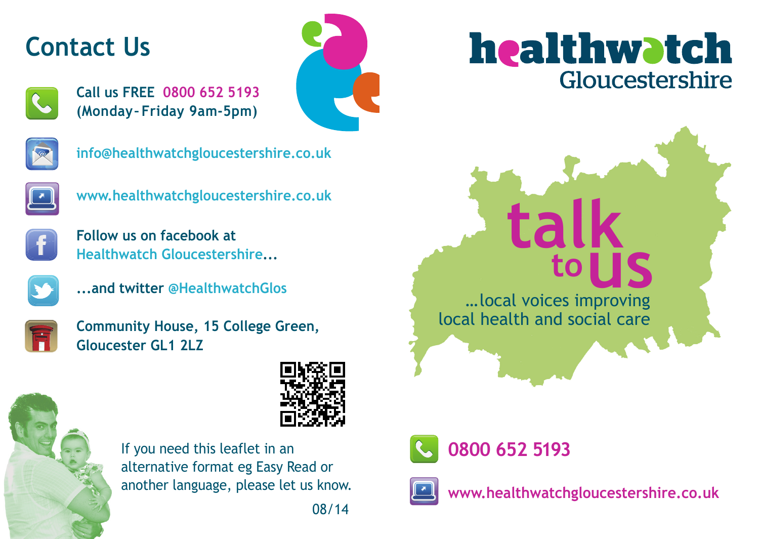## Contact Us

Call us FREE 0800 652 5193
(Monday-Friday 9am-5pm)

info@healthwatchgloucestershire.co.uk

www.healthwatchgloucestershire.co.uk

Follow us on facebook at
Healthwatch Gloucestershire...

...and twitter @HealthwatchGlos

Community House, 15 College Green,
Gloucester GL1 2LZ

If you need this leaflet in an alternative format eg Easy Read or another language, please let us know.

08/14

# healthwatch Gloucestershire

# talk to us

...local voices improving local health and social care

0800 652 5193

www.healthwatchgloucestershire.co.uk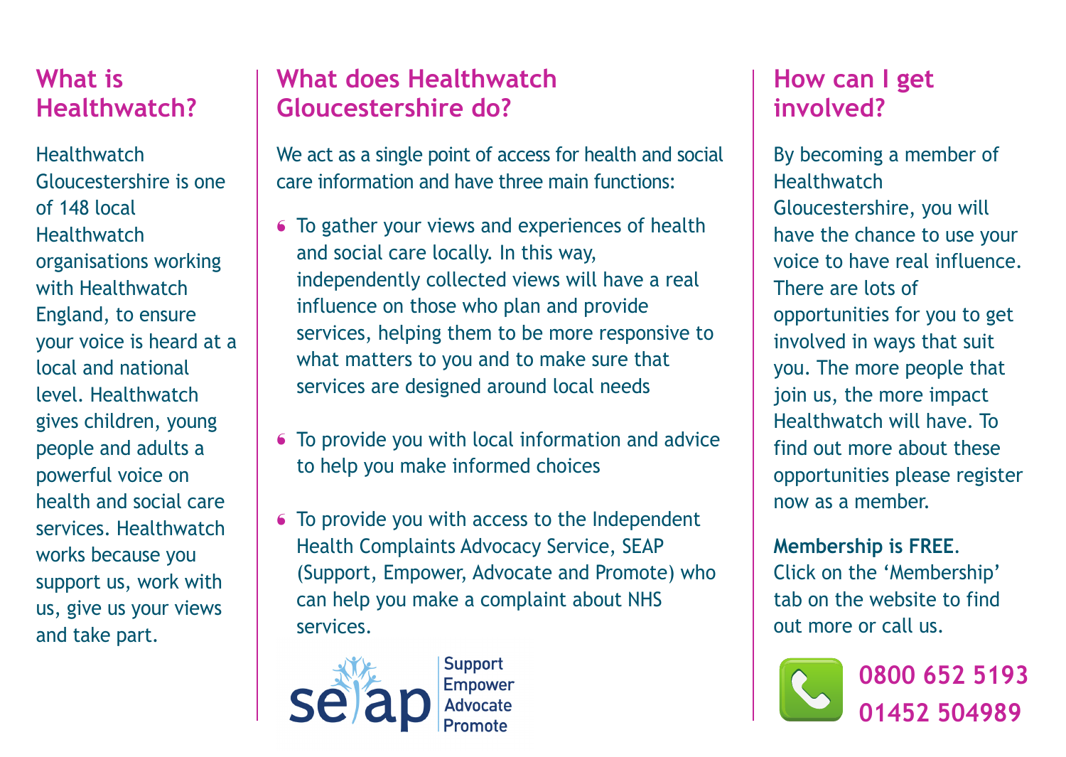## What is Healthwatch?

Healthwatch Gloucestershire is one of 148 local Healthwatch organisations working with Healthwatch England, to ensure your voice is heard at a local and national level. Healthwatch gives children, young people and adults a powerful voice on health and social care services. Healthwatch works because you support us, work with us, give us your views and take part.

## What does Healthwatch Gloucestershire do?

We act as a single point of access for health and social care information and have three main functions:

- To gather your views and experiences of health and social care locally. In this way, independently collected views will have a real influence on those who plan and provide services, helping them to be more responsive to what matters to you and to make sure that services are designed around local needs
- To provide you with local information and advice to help you make informed choices
- To provide you with access to the Independent Health Complaints Advocacy Service, SEAP (Support, Empower, Advocate and Promote) who can help you make a complaint about NHS services.

seap Support Empower Advocate Promote

## How can I get involved?

By becoming a member of Healthwatch Gloucestershire, you will have the chance to use your voice to have real influence. There are lots of opportunities for you to get involved in ways that suit you. The more people that join us, the more impact Healthwatch will have. To find out more about these opportunities please register now as a member.

**Membership is FREE**. Click on the 'Membership' tab on the website to find out more or call us.

**0800 652 5193**
**01452 504989**